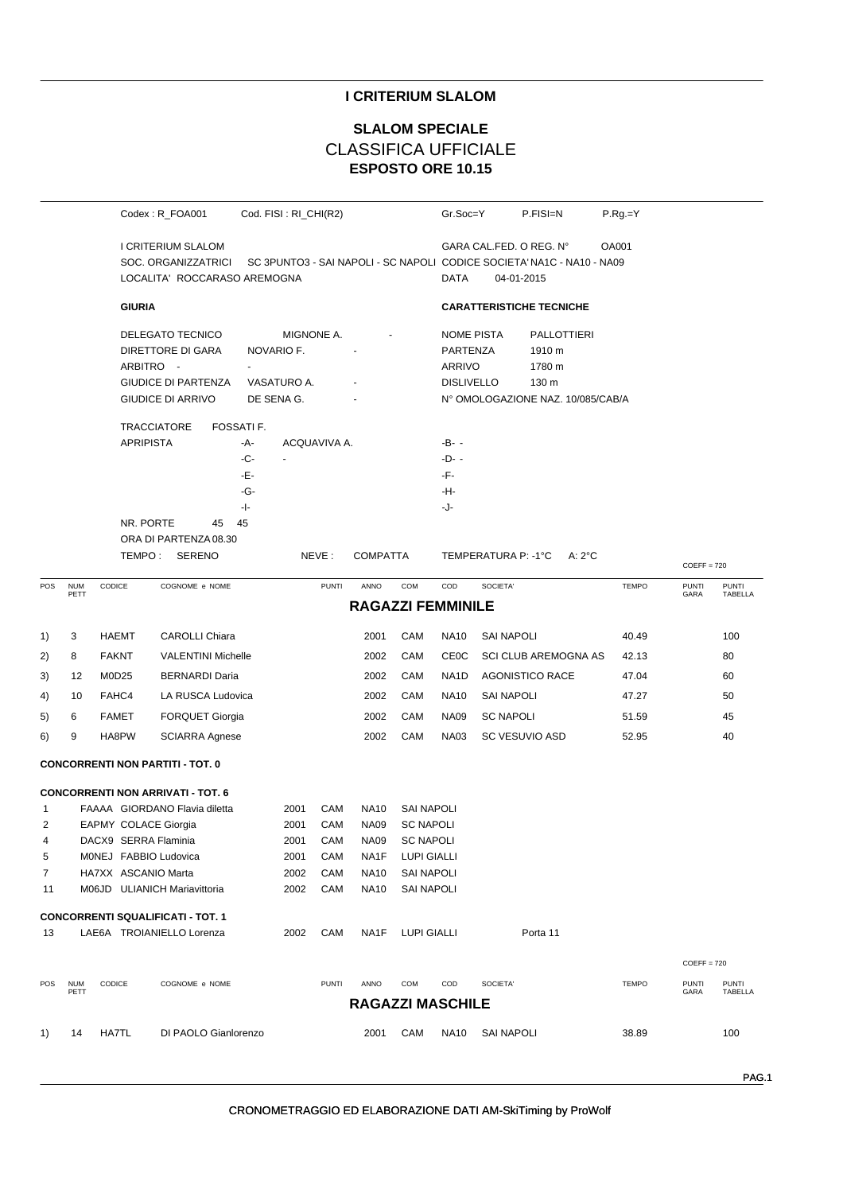# I CRITERIUM SLALOM

## SLALOM SPECIALE

## CLASSIFICA UFFICIALE

**ESPOSTO ORE 10.15**

Codex : R_FOA001 Cod. FISI : RI_CHI(R2) Gr.Soc=Y P.FISI=N P.Rg.=Y

I CRITERIUM SLALOM — GARA CAL.FED. O REG. N° OA001

SOC. ORGANIZZATRICI SC 3PUNTO3 - SAI NAPOLI - SC NAPOLI CODICE SOCIETA' NA1C - NA10 - NA09

LOCALITA' ROCCARASO AREMOGNA — DATA 04-01-2015

**GIURIA**

DELEGATO TECNICO MIGNONE A. -
DIRETTORE DI GARA NOVARIO F. -
ARBITRO - -
GIUDICE DI PARTENZA VASATURO A. -
GIUDICE DI ARRIVO DE SENA G. -

TRACCIATORE FOSSATI F.
APRIPISTA -A- ACQUAVIVA A. -B- -
-C- - -D- -
-E- -F-
-G- -H-
-I- -J-

NR. PORTE 45 45
ORA DI PARTENZA 08.30
TEMPO : SERENO NEVE : COMPATTA TEMPERATURA P: -1°C A: 2°C

**CARATTERISTICHE TECNICHE**

NOME PISTA PALLOTTIERI
PARTENZA 1910 m
ARRIVO 1780 m
DISLIVELLO 130 m
N° OMOLOGAZIONE NAZ. 10/085/CAB/A

COEFF = 720

| POS | NUM PETT | CODICE | COGNOME e NOME | PUNTI | ANNO | COM | COD | SOCIETA' | TEMPO | PUNTI GARA | PUNTI TABELLA |
|---|---|---|---|---|---|---|---|---|---|---|---|
| | | | | | **RAGAZZI FEMMINILE** | | | | | | |
| 1) | 3 | HAEMT | CAROLLI Chiara | | 2001 | CAM | NA10 | SAI NAPOLI | 40.49 | | 100 |
| 2) | 8 | FAKNT | VALENTINI Michelle | | 2002 | CAM | CE0C | SCI CLUB AREMOGNA AS | 42.13 | | 80 |
| 3) | 12 | M0D25 | BERNARDI Daria | | 2002 | CAM | NA1D | AGONISTICO RACE | 47.04 | | 60 |
| 4) | 10 | FAHC4 | LA RUSCA Ludovica | | 2002 | CAM | NA10 | SAI NAPOLI | 47.27 | | 50 |
| 5) | 6 | FAMET | FORQUET Giorgia | | 2002 | CAM | NA09 | SC NAPOLI | 51.59 | | 45 |
| 6) | 9 | HA8PW | SCIARRA Agnese | | 2002 | CAM | NA03 | SC VESUVIO ASD | 52.95 | | 40 |

**CONCORRENTI NON PARTITI - TOT. 0**

**CONCORRENTI NON ARRIVATI - TOT. 6**

| NUM | CODICE | COGNOME e NOME | ANNO | COM | COD | SOCIETA' |
|---|---|---|---|---|---|---|
| 1 | FAAAA | GIORDANO Flavia diletta | 2001 | CAM | NA10 | SAI NAPOLI |
| 2 | EAPMY | COLACE Giorgia | 2001 | CAM | NA09 | SC NAPOLI |
| 4 | DACX9 | SERRA Flaminia | 2001 | CAM | NA09 | SC NAPOLI |
| 5 | M0NEJ | FABBIO Ludovica | 2001 | CAM | NA1F | LUPI GIALLI |
| 7 | HA7XX | ASCANIO Marta | 2002 | CAM | NA10 | SAI NAPOLI |
| 11 | M06JD | ULIANICH Mariavittoria | 2002 | CAM | NA10 | SAI NAPOLI |

**CONCORRENTI SQUALIFICATI - TOT. 1**

| NUM | CODICE | COGNOME e NOME | ANNO | COM | COD | SOCIETA' | |
|---|---|---|---|---|---|---|---|
| 13 | LAE6A | TROIANIELLO Lorenza | 2002 | CAM | NA1F | LUPI GIALLI | Porta 11 |

COEFF = 720

| POS | NUM PETT | CODICE | COGNOME e NOME | PUNTI | ANNO | COM | COD | SOCIETA' | TEMPO | PUNTI GARA | PUNTI TABELLA |
|---|---|---|---|---|---|---|---|---|---|---|---|
| | | | | | **RAGAZZI MASCHILE** | | | | | | |
| 1) | 14 | HA7TL | DI PAOLO Gianlorenzo | | 2001 | CAM | NA10 | SAI NAPOLI | 38.89 | | 100 |

CRONOMETRAGGIO ED ELABORAZIONE DATI AM-SkiTiming by ProWolf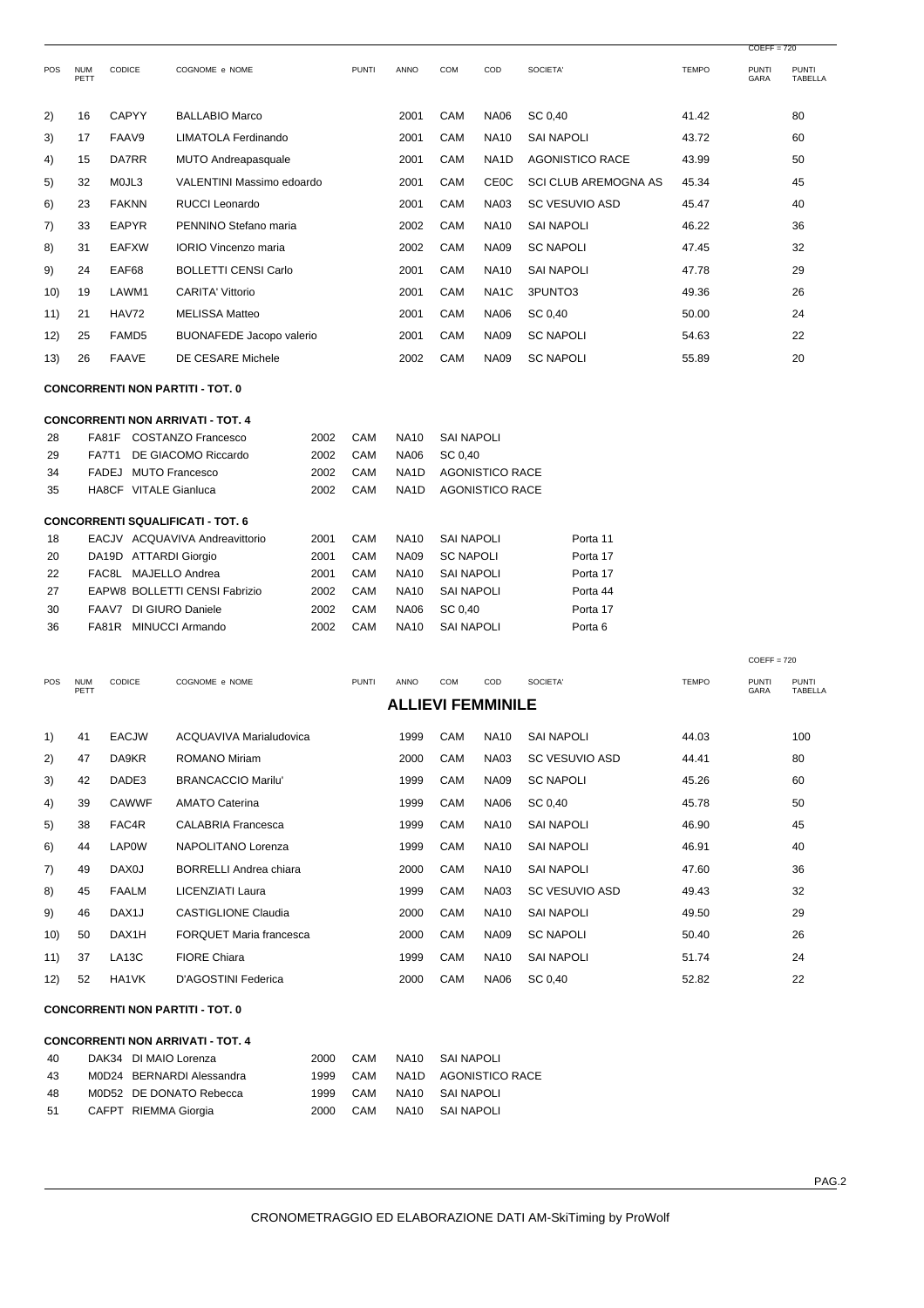COEFF = 720

| POS | NUM PETT | CODICE | COGNOME e NOME | PUNTI | ANNO | COM | COD | SOCIETA' | TEMPO | PUNTI GARA | PUNTI TABELLA |
|---|---|---|---|---|---|---|---|---|---|---|---|
| 2) | 16 | CAPYY | BALLABIO Marco | | 2001 | CAM | NA06 | SC 0,40 | 41.42 | | 80 |
| 3) | 17 | FAAV9 | LIMATOLA Ferdinando | | 2001 | CAM | NA10 | SAI NAPOLI | 43.72 | | 60 |
| 4) | 15 | DA7RR | MUTO Andreapasquale | | 2001 | CAM | NA1D | AGONISTICO RACE | 43.99 | | 50 |
| 5) | 32 | M0JL3 | VALENTINI Massimo edoardo | | 2001 | CAM | CE0C | SCI CLUB AREMOGNA AS | 45.34 | | 45 |
| 6) | 23 | FAKNN | RUCCI Leonardo | | 2001 | CAM | NA03 | SC VESUVIO ASD | 45.47 | | 40 |
| 7) | 33 | EAPYR | PENNINO Stefano maria | | 2002 | CAM | NA10 | SAI NAPOLI | 46.22 | | 36 |
| 8) | 31 | EAFXW | IORIO Vincenzo maria | | 2002 | CAM | NA09 | SC NAPOLI | 47.45 | | 32 |
| 9) | 24 | EAF68 | BOLLETTI CENSI Carlo | | 2001 | CAM | NA10 | SAI NAPOLI | 47.78 | | 29 |
| 10) | 19 | LAWM1 | CARITA' Vittorio | | 2001 | CAM | NA1C | 3PUNTO3 | 49.36 | | 26 |
| 11) | 21 | HAV72 | MELISSA Matteo | | 2001 | CAM | NA06 | SC 0,40 | 50.00 | | 24 |
| 12) | 25 | FAMD5 | BUONAFEDE Jacopo valerio | | 2001 | CAM | NA09 | SC NAPOLI | 54.63 | | 22 |
| 13) | 26 | FAAVE | DE CESARE Michele | | 2002 | CAM | NA09 | SC NAPOLI | 55.89 | | 20 |

**CONCORRENTI NON PARTITI - TOT. 0**

**CONCORRENTI NON ARRIVATI - TOT. 4**

| NUM | CODICE | COGNOME e NOME | ANNO | COM | COD | SOCIETA' |
|---|---|---|---|---|---|---|
| 28 | FA81F | COSTANZO Francesco | 2002 | CAM | NA10 | SAI NAPOLI |
| 29 | FA7T1 | DE GIACOMO Riccardo | 2002 | CAM | NA06 | SC 0,40 |
| 34 | FADEJ | MUTO Francesco | 2002 | CAM | NA1D | AGONISTICO RACE |
| 35 | HA8CF | VITALE Gianluca | 2002 | CAM | NA1D | AGONISTICO RACE |

**CONCORRENTI SQUALIFICATI - TOT. 6**

| NUM | CODICE | COGNOME e NOME | ANNO | COM | COD | SOCIETA' | MOTIVO |
|---|---|---|---|---|---|---|---|
| 18 | EACJV | ACQUAVIVA Andreavittorio | 2001 | CAM | NA10 | SAI NAPOLI | Porta 11 |
| 20 | DA19D | ATTARDI Giorgio | 2001 | CAM | NA09 | SC NAPOLI | Porta 17 |
| 22 | FAC8L | MAJELLO Andrea | 2001 | CAM | NA10 | SAI NAPOLI | Porta 17 |
| 27 | EAPW8 | BOLLETTI CENSI Fabrizio | 2002 | CAM | NA10 | SAI NAPOLI | Porta 44 |
| 30 | FAAV7 | DI GIURO Daniele | 2002 | CAM | NA06 | SC 0,40 | Porta 17 |
| 36 | FA81R | MINUCCI Armando | 2002 | CAM | NA10 | SAI NAPOLI | Porta 6 |

COEFF = 720

## ALLIEVI FEMMINILE

| POS | NUM PETT | CODICE | COGNOME e NOME | PUNTI | ANNO | COM | COD | SOCIETA' | TEMPO | PUNTI GARA | PUNTI TABELLA |
|---|---|---|---|---|---|---|---|---|---|---|---|
| 1) | 41 | EACJW | ACQUAVIVA Marialudovica | | 1999 | CAM | NA10 | SAI NAPOLI | 44.03 | | 100 |
| 2) | 47 | DA9KR | ROMANO Miriam | | 2000 | CAM | NA03 | SC VESUVIO ASD | 44.41 | | 80 |
| 3) | 42 | DADE3 | BRANCACCIO Marilu' | | 1999 | CAM | NA09 | SC NAPOLI | 45.26 | | 60 |
| 4) | 39 | CAWWF | AMATO Caterina | | 1999 | CAM | NA06 | SC 0,40 | 45.78 | | 50 |
| 5) | 38 | FAC4R | CALABRIA Francesca | | 1999 | CAM | NA10 | SAI NAPOLI | 46.90 | | 45 |
| 6) | 44 | LAP0W | NAPOLITANO Lorenza | | 1999 | CAM | NA10 | SAI NAPOLI | 46.91 | | 40 |
| 7) | 49 | DAX0J | BORRELLI Andrea chiara | | 2000 | CAM | NA10 | SAI NAPOLI | 47.60 | | 36 |
| 8) | 45 | FAALM | LICENZIATI Laura | | 1999 | CAM | NA03 | SC VESUVIO ASD | 49.43 | | 32 |
| 9) | 46 | DAX1J | CASTIGLIONE Claudia | | 2000 | CAM | NA10 | SAI NAPOLI | 49.50 | | 29 |
| 10) | 50 | DAX1H | FORQUET Maria francesca | | 2000 | CAM | NA09 | SC NAPOLI | 50.40 | | 26 |
| 11) | 37 | LA13C | FIORE Chiara | | 1999 | CAM | NA10 | SAI NAPOLI | 51.74 | | 24 |
| 12) | 52 | HA1VK | D'AGOSTINI Federica | | 2000 | CAM | NA06 | SC 0,40 | 52.82 | | 22 |

**CONCORRENTI NON PARTITI - TOT. 0**

**CONCORRENTI NON ARRIVATI - TOT. 4**

| NUM | CODICE | COGNOME e NOME | ANNO | COM | COD | SOCIETA' |
|---|---|---|---|---|---|---|
| 40 | DAK34 | DI MAIO Lorenza | 2000 | CAM | NA10 | SAI NAPOLI |
| 43 | M0D24 | BERNARDI Alessandra | 1999 | CAM | NA1D | AGONISTICO RACE |
| 48 | M0D52 | DE DONATO Rebecca | 1999 | CAM | NA10 | SAI NAPOLI |
| 51 | CAFPT | RIEMMA Giorgia | 2000 | CAM | NA10 | SAI NAPOLI |

CRONOMETRAGGIO ED ELABORAZIONE DATI AM-SkiTiming by ProWolf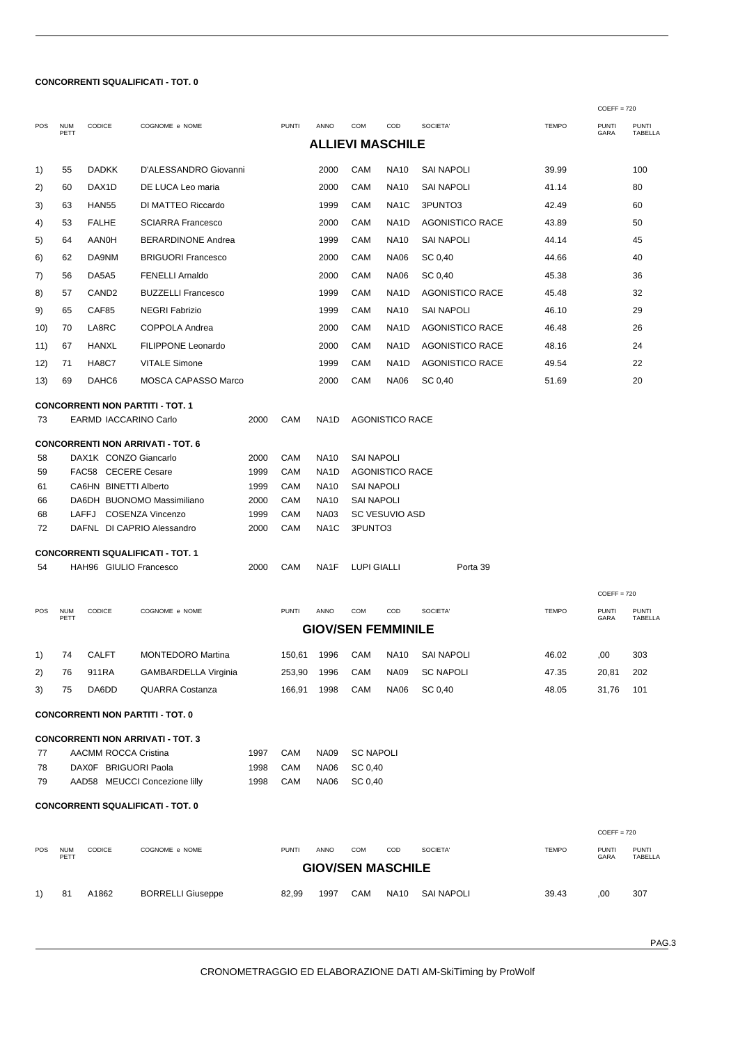**CONCORRENTI SQUALIFICATI - TOT. 0**

COEFF = 720

## ALLIEVI MASCHILE

| POS | NUM PETT | CODICE | COGNOME e NOME | PUNTI | ANNO | COM | COD | SOCIETA' | TEMPO | PUNTI GARA | PUNTI TABELLA |
|---|---|---|---|---|---|---|---|---|---|---|---|
| 1) | 55 | DADKK | D'ALESSANDRO Giovanni | | 2000 | CAM | NA10 | SAI NAPOLI | 39.99 | | 100 |
| 2) | 60 | DAX1D | DE LUCA Leo maria | | 2000 | CAM | NA10 | SAI NAPOLI | 41.14 | | 80 |
| 3) | 63 | HAN55 | DI MATTEO Riccardo | | 1999 | CAM | NA1C | 3PUNTO3 | 42.49 | | 60 |
| 4) | 53 | FALHE | SCIARRA Francesco | | 2000 | CAM | NA1D | AGONISTICO RACE | 43.89 | | 50 |
| 5) | 64 | AAN0H | BERARDINONE Andrea | | 1999 | CAM | NA10 | SAI NAPOLI | 44.14 | | 45 |
| 6) | 62 | DA9NM | BRIGUORI Francesco | | 2000 | CAM | NA06 | SC 0,40 | 44.66 | | 40 |
| 7) | 56 | DA5A5 | FENELLI Arnaldo | | 2000 | CAM | NA06 | SC 0,40 | 45.38 | | 36 |
| 8) | 57 | CAND2 | BUZZELLI Francesco | | 1999 | CAM | NA1D | AGONISTICO RACE | 45.48 | | 32 |
| 9) | 65 | CAF85 | NEGRI Fabrizio | | 1999 | CAM | NA10 | SAI NAPOLI | 46.10 | | 29 |
| 10) | 70 | LA8RC | COPPOLA Andrea | | 2000 | CAM | NA1D | AGONISTICO RACE | 46.48 | | 26 |
| 11) | 67 | HANXL | FILIPPONE Leonardo | | 2000 | CAM | NA1D | AGONISTICO RACE | 48.16 | | 24 |
| 12) | 71 | HA8C7 | VITALE Simone | | 1999 | CAM | NA1D | AGONISTICO RACE | 49.54 | | 22 |
| 13) | 69 | DAHC6 | MOSCA CAPASSO Marco | | 2000 | CAM | NA06 | SC 0,40 | 51.69 | | 20 |

**CONCORRENTI NON PARTITI - TOT. 1**

| NUM | CODICE | COGNOME e NOME | ANNO | COM | COD | SOCIETA' |
|---|---|---|---|---|---|---|
| 73 | EARMD | IACCARINO Carlo | 2000 | CAM | NA1D | AGONISTICO RACE |

**CONCORRENTI NON ARRIVATI - TOT. 6**

| NUM | CODICE | COGNOME e NOME | ANNO | COM | COD | SOCIETA' |
|---|---|---|---|---|---|---|
| 58 | DAX1K | CONZO Giancarlo | 2000 | CAM | NA10 | SAI NAPOLI |
| 59 | FAC58 | CECERE Cesare | 1999 | CAM | NA1D | AGONISTICO RACE |
| 61 | CA6HN | BINETTI Alberto | 1999 | CAM | NA10 | SAI NAPOLI |
| 66 | DA6DH | BUONOMO Massimiliano | 2000 | CAM | NA10 | SAI NAPOLI |
| 68 | LAFFJ | COSENZA Vincenzo | 1999 | CAM | NA03 | SC VESUVIO ASD |
| 72 | DAFNL | DI CAPRIO Alessandro | 2000 | CAM | NA1C | 3PUNTO3 |

**CONCORRENTI SQUALIFICATI - TOT. 1**

| NUM | CODICE | COGNOME e NOME | ANNO | COM | COD | SOCIETA' | |
|---|---|---|---|---|---|---|---|
| 54 | HAH96 | GIULIO Francesco | 2000 | CAM | NA1F | LUPI GIALLI | Porta 39 |

COEFF = 720

## GIOV/SEN FEMMINILE

| POS | NUM PETT | CODICE | COGNOME e NOME | PUNTI | ANNO | COM | COD | SOCIETA' | TEMPO | PUNTI GARA | PUNTI TABELLA |
|---|---|---|---|---|---|---|---|---|---|---|---|
| 1) | 74 | CALFT | MONTEDORO Martina | 150,61 | 1996 | CAM | NA10 | SAI NAPOLI | 46.02 | ,00 | 303 |
| 2) | 76 | 911RA | GAMBARDELLA Virginia | 253,90 | 1996 | CAM | NA09 | SC NAPOLI | 47.35 | 20,81 | 202 |
| 3) | 75 | DA6DD | QUARRA Costanza | 166,91 | 1998 | CAM | NA06 | SC 0,40 | 48.05 | 31,76 | 101 |

**CONCORRENTI NON PARTITI - TOT. 0**

**CONCORRENTI NON ARRIVATI - TOT. 3**

| NUM | CODICE | COGNOME e NOME | ANNO | COM | COD | SOCIETA' |
|---|---|---|---|---|---|---|
| 77 | AACMM | ROCCA Cristina | 1997 | CAM | NA09 | SC NAPOLI |
| 78 | DAX0F | BRIGUORI Paola | 1998 | CAM | NA06 | SC 0,40 |
| 79 | AAD58 | MEUCCI Concezione lilly | 1998 | CAM | NA06 | SC 0,40 |

**CONCORRENTI SQUALIFICATI - TOT. 0**

COEFF = 720

## GIOV/SEN MASCHILE

| POS | NUM PETT | CODICE | COGNOME e NOME | PUNTI | ANNO | COM | COD | SOCIETA' | TEMPO | PUNTI GARA | PUNTI TABELLA |
|---|---|---|---|---|---|---|---|---|---|---|---|
| 1) | 81 | A1862 | BORRELLI Giuseppe | 82,99 | 1997 | CAM | NA10 | SAI NAPOLI | 39.43 | ,00 | 307 |

CRONOMETRAGGIO ED ELABORAZIONE DATI AM-SkiTiming by ProWolf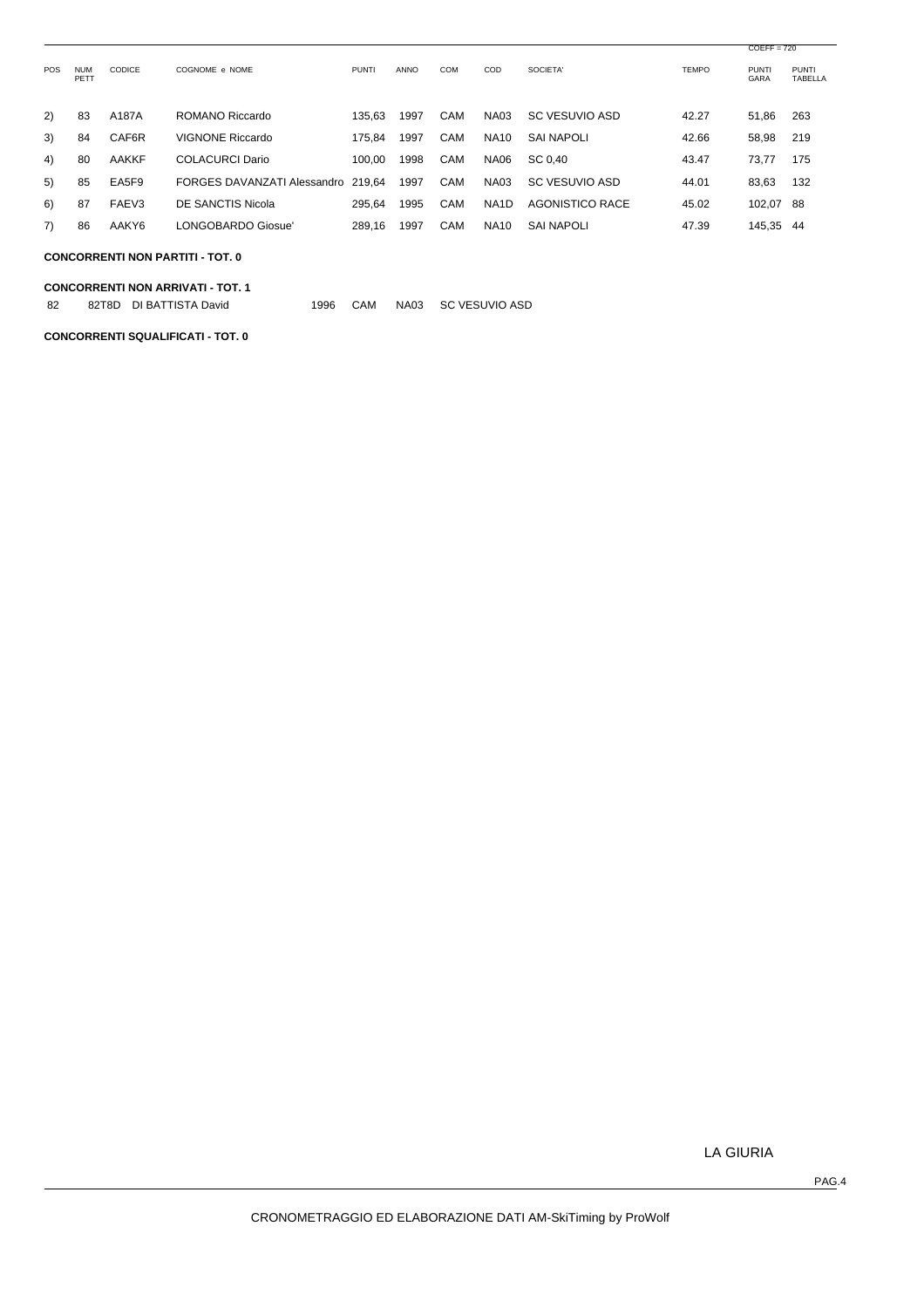| POS | NUM PETT | CODICE | COGNOME e NOME | PUNTI | ANNO | COM | COD | SOCIETA' | TEMPO | PUNTI GARA | PUNTI TABELLA |
|---|---|---|---|---|---|---|---|---|---|---|---|
| | | | | | | | | | | COEFF = 720 | |
| 2) | 83 | A187A | ROMANO Riccardo | 135,63 | 1997 | CAM | NA03 | SC VESUVIO ASD | 42.27 | 51,86 | 263 |
| 3) | 84 | CAF6R | VIGNONE Riccardo | 175,84 | 1997 | CAM | NA10 | SAI NAPOLI | 42.66 | 58,98 | 219 |
| 4) | 80 | AAKKF | COLACURCI Dario | 100,00 | 1998 | CAM | NA06 | SC 0,40 | 43.47 | 73,77 | 175 |
| 5) | 85 | EA5F9 | FORGES DAVANZATI Alessandro | 219,64 | 1997 | CAM | NA03 | SC VESUVIO ASD | 44.01 | 83,63 | 132 |
| 6) | 87 | FAEV3 | DE SANCTIS Nicola | 295,64 | 1995 | CAM | NA1D | AGONISTICO RACE | 45.02 | 102,07 | 88 |
| 7) | 86 | AAKY6 | LONGOBARDO Giosue' | 289,16 | 1997 | CAM | NA10 | SAI NAPOLI | 47.39 | 145,35 | 44 |

**CONCORRENTI NON PARTITI - TOT. 0**

**CONCORRENTI NON ARRIVATI - TOT. 1**

82 82T8D DI BATTISTA David 1996 CAM NA03 SC VESUVIO ASD

**CONCORRENTI SQUALIFICATI - TOT. 0**

LA GIURIA

CRONOMETRAGGIO ED ELABORAZIONE DATI AM-SkiTiming by ProWolf